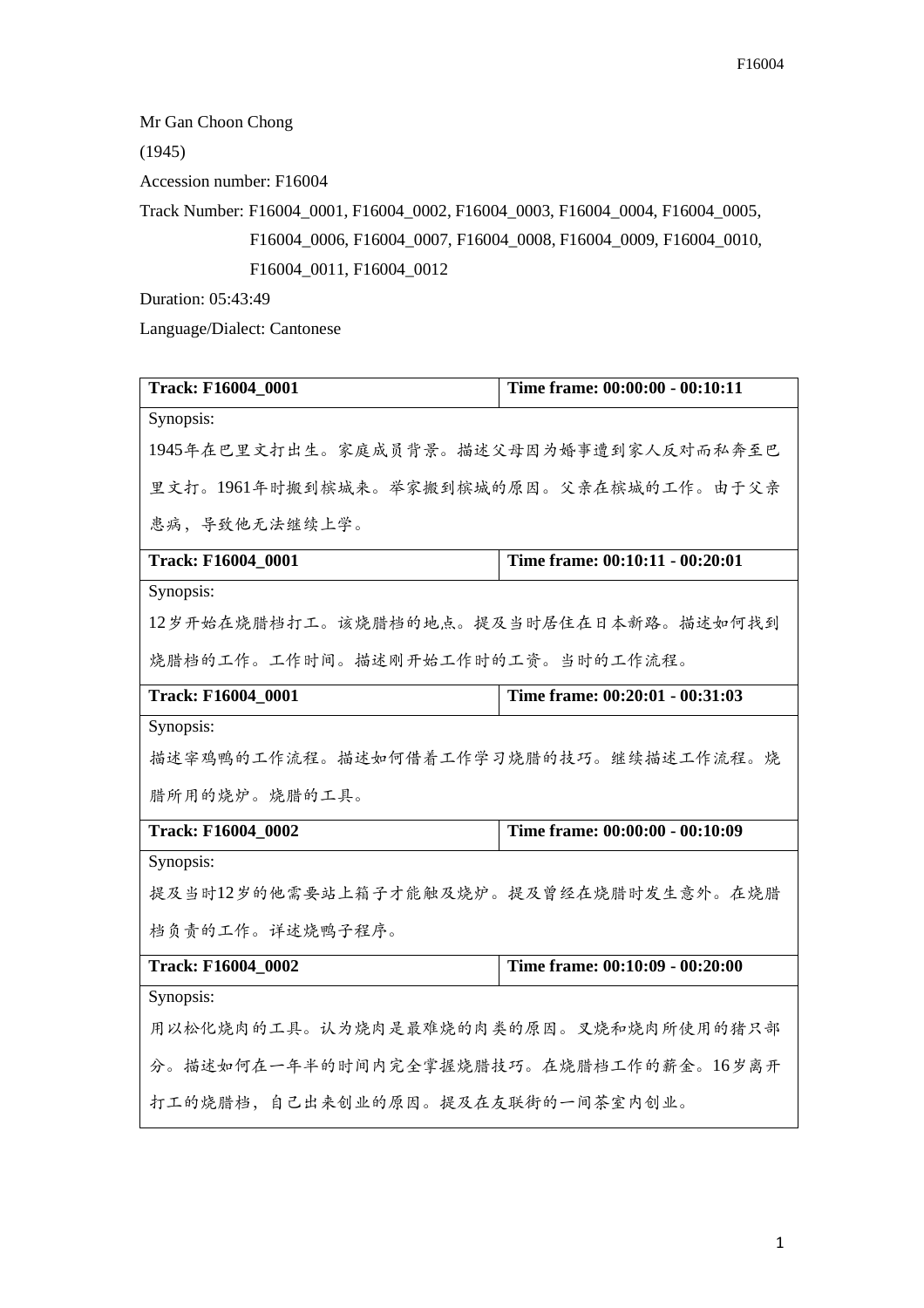Mr Gan Choon Chong

(1945)

Accession number: F16004

Track Number: F16004_0001, F16004_0002, F16004_0003, F16004_0004, F16004_0005, F16004_0006, F16004_0007, F16004_0008, F16004_0009, F16004_0010, F16004_0011, F16004_0012

Duration: 05:43:49

Language/Dialect: Cantonese

| **Track: F16004_0001** | **Time frame: 00:00:00 - 00:10:11** |
|---|---|
| Synopsis:<br>1945年在巴里文打出生。家庭成员背景。描述父母因为婚事遭到家人反对而私奔至巴里文打。1961年时搬到槟城来。举家搬到槟城的原因。父亲在槟城的工作。由于父亲患病，导致他无法继续上学。 | |
| **Track: F16004_0001** | **Time frame: 00:10:11 - 00:20:01** |
| Synopsis:<br>12岁开始在烧腊档打工。该烧腊档的地点。提及当时居住在日本新路。描述如何找到烧腊档的工作。工作时间。描述刚开始工作时的工资。当时的工作流程。 | |
| **Track: F16004_0001** | **Time frame: 00:20:01 - 00:31:03** |
| Synopsis:<br>描述宰鸡鸭的工作流程。描述如何借着工作学习烧腊的技巧。继续描述工作流程。烧腊所用的烧炉。烧腊的工具。 | |
| **Track: F16004_0002** | **Time frame: 00:00:00 - 00:10:09** |
| Synopsis:<br>提及当时12岁的他需要站上箱子才能触及烧炉。提及曾经在烧腊时发生意外。在烧腊档负责的工作。详述烧鸭子程序。 | |
| **Track: F16004_0002** | **Time frame: 00:10:09 - 00:20:00** |
| Synopsis:<br>用以松化烧肉的工具。认为烧肉是最难烧的肉类的原因。叉烧和烧肉所使用的猪只部分。描述如何在一年半的时间内完全掌握烧腊技巧。在烧腊档工作的薪金。16岁离开打工的烧腊档，自己出来创业的原因。提及在友联街的一间茶室内创业。 | |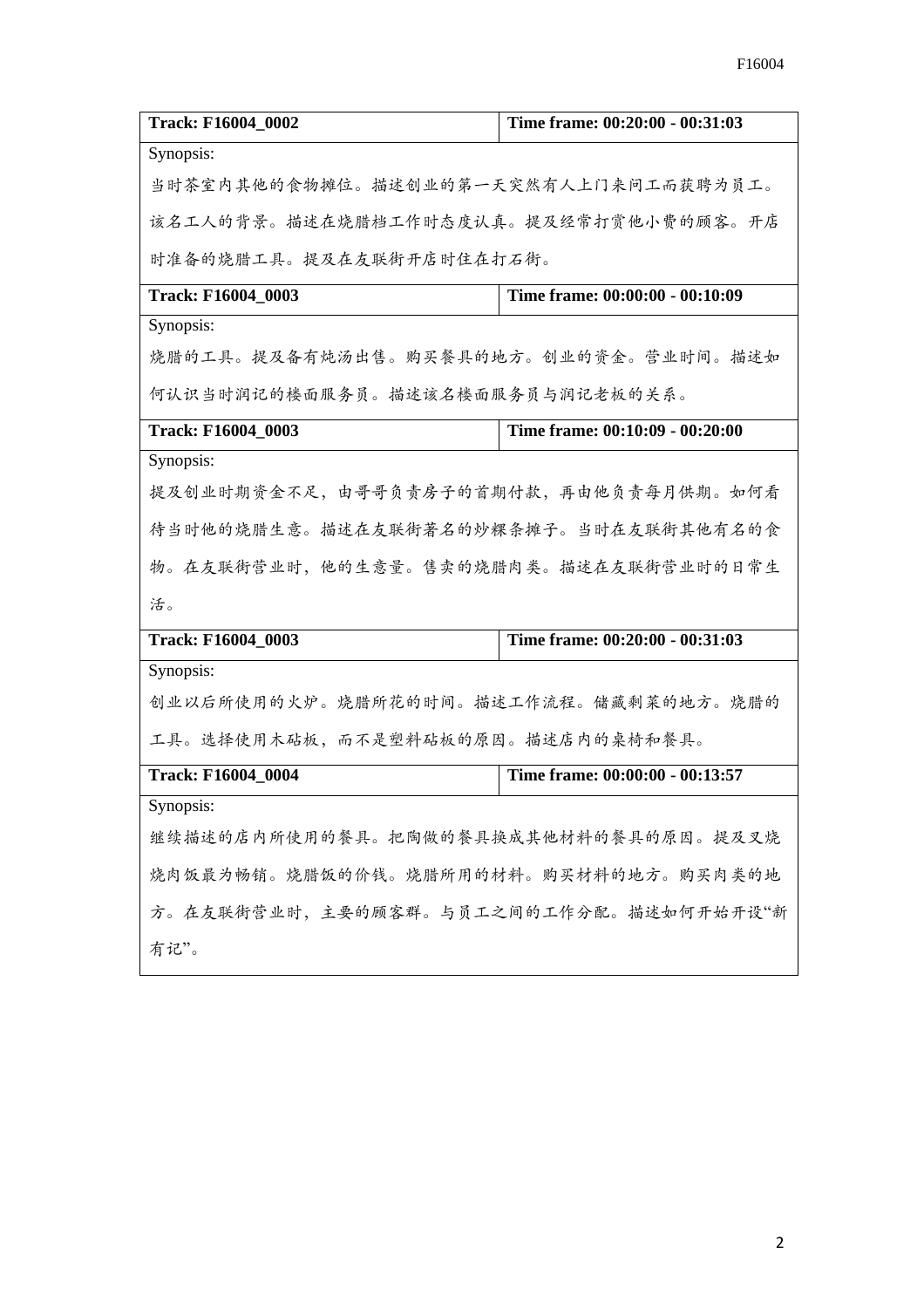| Track: F16004_0002 | Time frame: 00:20:00 - 00:31:03 |
| --- | --- |
| Synopsis:<br>当时茶室内其他的食物摊位。描述创业的第一天突然有人上门来问工而获聘为员工。该名工人的背景。描述在烧腊档工作时态度认真。提及经常打赏他小费的顾客。开店时准备的烧腊工具。提及在友联街开店时住在打石街。 | |
| **Track: F16004_0003** | **Time frame: 00:00:00 - 00:10:09** |
| Synopsis:<br>烧腊的工具。提及备有炖汤出售。购买餐具的地方。创业的资金。营业时间。描述如何认识当时润记的楼面服务员。描述该名楼面服务员与润记老板的关系。 | |
| **Track: F16004_0003** | **Time frame: 00:10:09 - 00:20:00** |
| Synopsis:<br>提及创业时期资金不足，由哥哥负责房子的首期付款，再由他负责每月供期。如何看待当时他的烧腊生意。描述在友联街著名的炒粿条摊子。当时在友联街其他有名的食物。在友联街营业时，他的生意量。售卖的烧腊肉类。描述在友联街营业时的日常生活。 | |
| **Track: F16004_0003** | **Time frame: 00:20:00 - 00:31:03** |
| Synopsis:<br>创业以后所使用的火炉。烧腊所花的时间。描述工作流程。储藏剩菜的地方。烧腊的工具。选择使用木砧板，而不是塑料砧板的原因。描述店内的桌椅和餐具。 | |
| **Track: F16004_0004** | **Time frame: 00:00:00 - 00:13:57** |
| Synopsis:<br>继续描述的店内所使用的餐具。把陶做的餐具换成其他材料的餐具的原因。提及叉烧烧肉饭最为畅销。烧腊饭的价钱。烧腊所用的材料。购买材料的地方。购买肉类的地方。在友联街营业时，主要的顾客群。与员工之间的工作分配。描述如何开始开设“新有记”。 | |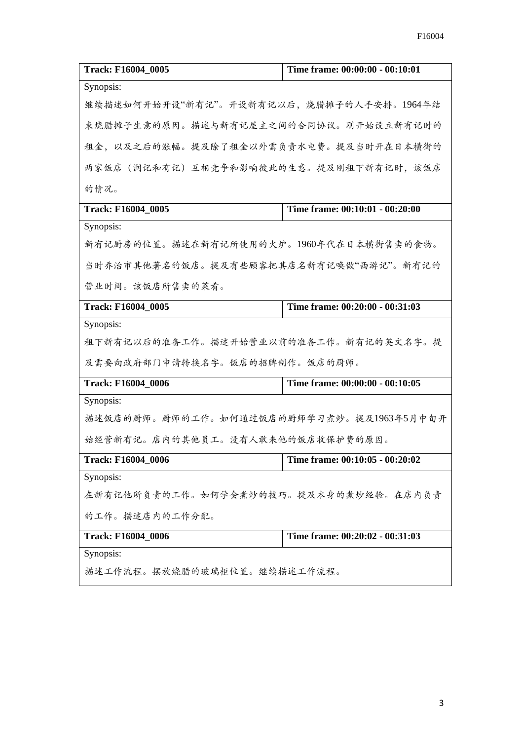| Track: F16004_0005 | Time frame: 00:00:00 - 00:10:01 |
|---|---|
| Synopsis:<br>继续描述如何开始开设"新有记"。开设新有记以后，烧腊摊子的人手安排。1964年结束烧腊摊子生意的原因。描述与新有记屋主之间的合同协议。刚开始设立新有记时的租金，以及之后的涨幅。提及除了租金以外需负责水电费。提及当时开在日本横街的两家饭店（润记和有记）互相竞争和影响彼此的生意。提及刚租下新有记时，该饭店的情况。 | |
| **Track: F16004_0005** | **Time frame: 00:10:01 - 00:20:00** |
| Synopsis:<br>新有记厨房的位置。描述在新有记所使用的火炉。1960年代在日本横街售卖的食物。当时乔治市其他著名的饭店。提及有些顾客把其店名新有记唤做"西游记"。新有记的营业时间。该饭店所售卖的菜肴。 | |
| **Track: F16004_0005** | **Time frame: 00:20:00 - 00:31:03** |
| Synopsis:<br>租下新有记以后的准备工作。描述开始营业以前的准备工作。新有记的英文名字。提及需要向政府部门申请转换名字。饭店的招牌制作。饭店的厨师。 | |
| **Track: F16004_0006** | **Time frame: 00:00:00 - 00:10:05** |
| Synopsis:<br>描述饭店的厨师。厨师的工作。如何通过饭店的厨师学习煮炒。提及1963年5月中旬开始经营新有记。店内的其他员工。没有人敢来他的饭店收保护费的原因。 | |
| **Track: F16004_0006** | **Time frame: 00:10:05 - 00:20:02** |
| Synopsis:<br>在新有记他所负责的工作。如何学会煮炒的技巧。提及本身的煮炒经验。在店内负责的工作。描述店内的工作分配。 | |
| **Track: F16004_0006** | **Time frame: 00:20:02 - 00:31:03** |
| Synopsis:<br>描述工作流程。摆放烧腊的玻璃柜位置。继续描述工作流程。 | |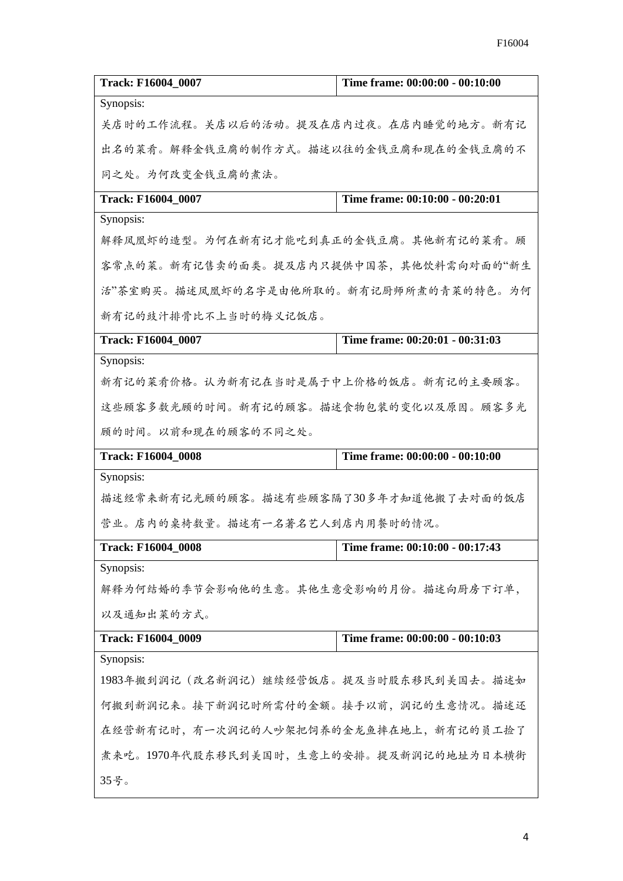| Track: F16004_0007 | Time frame: 00:00:00 - 00:10:00 |
|---|---|
| Synopsis:<br>关店时的工作流程。关店以后的活动。提及在店内过夜。在店内睡觉的地方。新有记出名的菜肴。解释金钱豆腐的制作方式。描述以往的金钱豆腐和现在的金钱豆腐的不同之处。为何改变金钱豆腐的煮法。 | |
| **Track: F16004_0007** | **Time frame: 00:10:00 - 00:20:01** |
| Synopsis:<br>解释凤凰虾的造型。为何在新有记才能吃到真正的金钱豆腐。其他新有记的菜肴。顾客常点的菜。新有记售卖的面类。提及店内只提供中国茶，其他饮料需向对面的“新生活”茶室购买。描述凤凰虾的名字是由他所取的。新有记厨师所煮的青菜的特色。为何新有记的豉汁排骨比不上当时的梅义记饭店。 | |
| **Track: F16004_0007** | **Time frame: 00:20:01 - 00:31:03** |
| Synopsis:<br>新有记的菜肴价格。认为新有记在当时是属于中上价格的饭店。新有记的主要顾客。这些顾客多数光顾的时间。新有记的顾客。描述食物包装的变化以及原因。顾客多光顾的时间。以前和现在的顾客的不同之处。 | |
| **Track: F16004_0008** | **Time frame: 00:00:00 - 00:10:00** |
| Synopsis:<br>描述经常来新有记光顾的顾客。描述有些顾客隔了30多年才知道他搬了去对面的饭店营业。店内的桌椅数量。描述有一名著名艺人到店内用餐时的情况。 | |
| **Track: F16004_0008** | **Time frame: 00:10:00 - 00:17:43** |
| Synopsis:<br>解释为何结婚的季节会影响他的生意。其他生意受影响的月份。描述向厨房下订单，以及通知出菜的方式。 | |
| **Track: F16004_0009** | **Time frame: 00:00:00 - 00:10:03** |
| Synopsis:<br>1983年搬到润记（改名新润记）继续经营饭店。提及当时股东移民到美国去。描述如何搬到新润记来。接下新润记时所需付的金额。接手以前，润记的生意情况。描述还在经营新有记时，有一次润记的人吵架把饲养的金龙鱼摔在地上，新有记的员工捡了煮来吃。1970年代股东移民到美国时，生意上的安排。提及新润记的地址为日本横街35号。 | |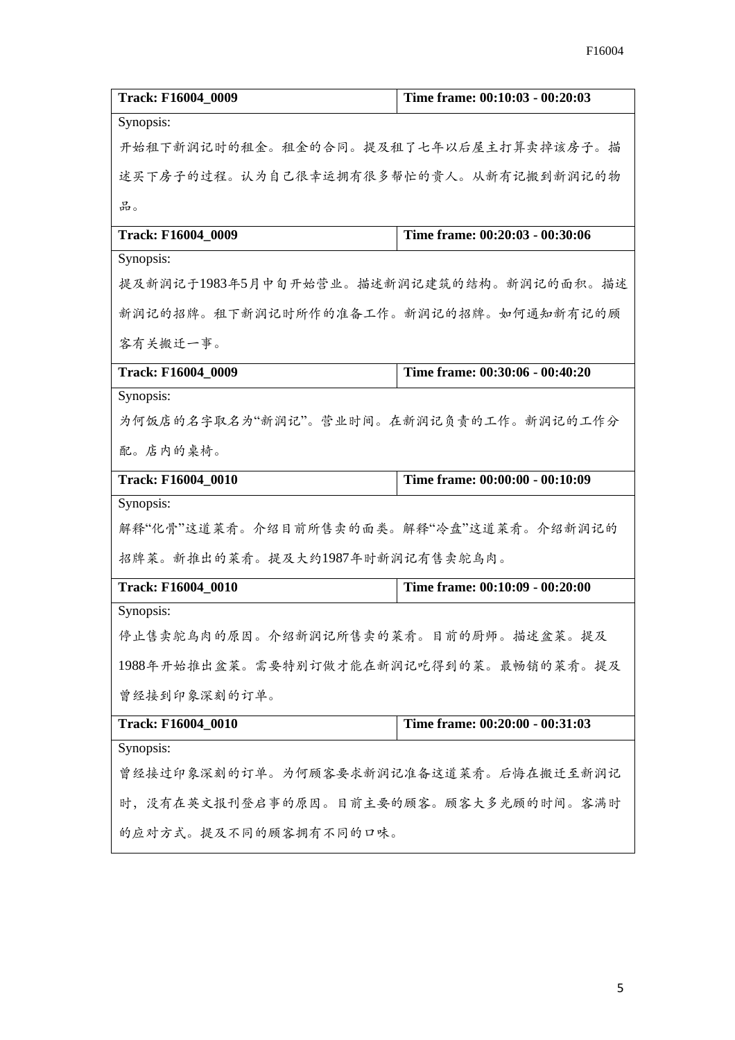| Track: F16004_0009 | Time frame: 00:10:03 - 00:20:03 |
|---|---|
| Synopsis:<br>开始租下新润记时的租金。租金的合同。提及租了七年以后屋主打算卖掉该房子。描述买下房子的过程。认为自己很幸运拥有很多帮忙的贵人。从新有记搬到新润记的物品。 | |

| Track: F16004_0009 | Time frame: 00:20:03 - 00:30:06 |
|---|---|
| Synopsis:<br>提及新润记于1983年5月中旬开始营业。描述新润记建筑的结构。新润记的面积。描述新润记的招牌。租下新润记时所作的准备工作。新润记的招牌。如何通知新有记的顾客有关搬迁一事。 | |

| Track: F16004_0009 | Time frame: 00:30:06 - 00:40:20 |
|---|---|
| Synopsis:<br>为何饭店的名字取名为"新润记"。营业时间。在新润记负责的工作。新润记的工作分配。店内的桌椅。 | |

| Track: F16004_0010 | Time frame: 00:00:00 - 00:10:09 |
|---|---|
| Synopsis:<br>解释"化骨"这道菜肴。介绍目前所售卖的面类。解释"冷盘"这道菜肴。介绍新润记的招牌菜。新推出的菜肴。提及大约1987年时新润记有售卖鸵鸟肉。 | |

| Track: F16004_0010 | Time frame: 00:10:09 - 00:20:00 |
|---|---|
| Synopsis:<br>停止售卖鸵鸟肉的原因。介绍新润记所售卖的菜肴。目前的厨师。描述盆菜。提及1988年开始推出盆菜。需要特别订做才能在新润记吃得到的菜。最畅销的菜肴。提及曾经接到印象深刻的订单。 | |

| Track: F16004_0010 | Time frame: 00:20:00 - 00:31:03 |
|---|---|
| Synopsis:<br>曾经接过印象深刻的订单。为何顾客要求新润记准备这道菜肴。后悔在搬迁至新润记时，没有在英文报刊登启事的原因。目前主要的顾客。顾客大多光顾的时间。客满时的应对方式。提及不同的顾客拥有不同的口味。 | |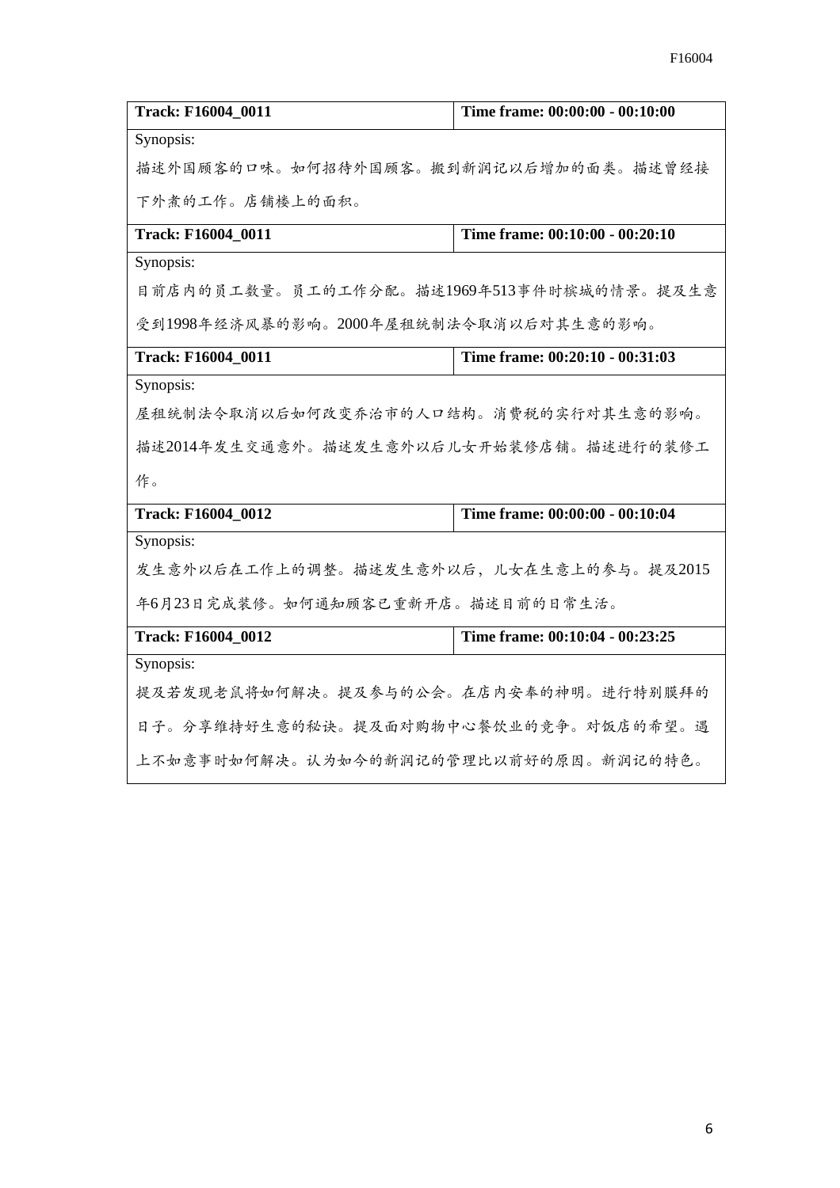| Track: F16004_0011 | Time frame: 00:00:00 - 00:10:00 |
|---|---|
| Synopsis:<br>描述外国顾客的口味。如何招待外国顾客。搬到新润记以后增加的面类。描述曾经接下外煮的工作。店铺楼上的面积。 | |

| Track: F16004_0011 | Time frame: 00:10:00 - 00:20:10 |
|---|---|
| Synopsis:<br>目前店内的员工数量。员工的工作分配。描述1969年513事件时槟城的情景。提及生意受到1998年经济风暴的影响。2000年屋租统制法令取消以后对其生意的影响。 | |

| Track: F16004_0011 | Time frame: 00:20:10 - 00:31:03 |
|---|---|
| Synopsis:<br>屋租统制法令取消以后如何改变乔治市的人口结构。消费税的实行对其生意的影响。描述2014年发生交通意外。描述发生意外以后儿女开始装修店铺。描述进行的装修工作。 | |

| Track: F16004_0012 | Time frame: 00:00:00 - 00:10:04 |
|---|---|
| Synopsis:<br>发生意外以后在工作上的调整。描述发生意外以后，儿女在生意上的参与。提及2015年6月23日完成装修。如何通知顾客已重新开店。描述目前的日常生活。 | |

| Track: F16004_0012 | Time frame: 00:10:04 - 00:23:25 |
|---|---|
| Synopsis:<br>提及若发现老鼠将如何解决。提及参与的公会。在店内安奉的神明。进行特别膜拜的日子。分享维持好生意的秘诀。提及面对购物中心餐饮业的竞争。对饭店的希望。遇上不如意事时如何解决。认为如今的新润记的管理比以前好的原因。新润记的特色。 | |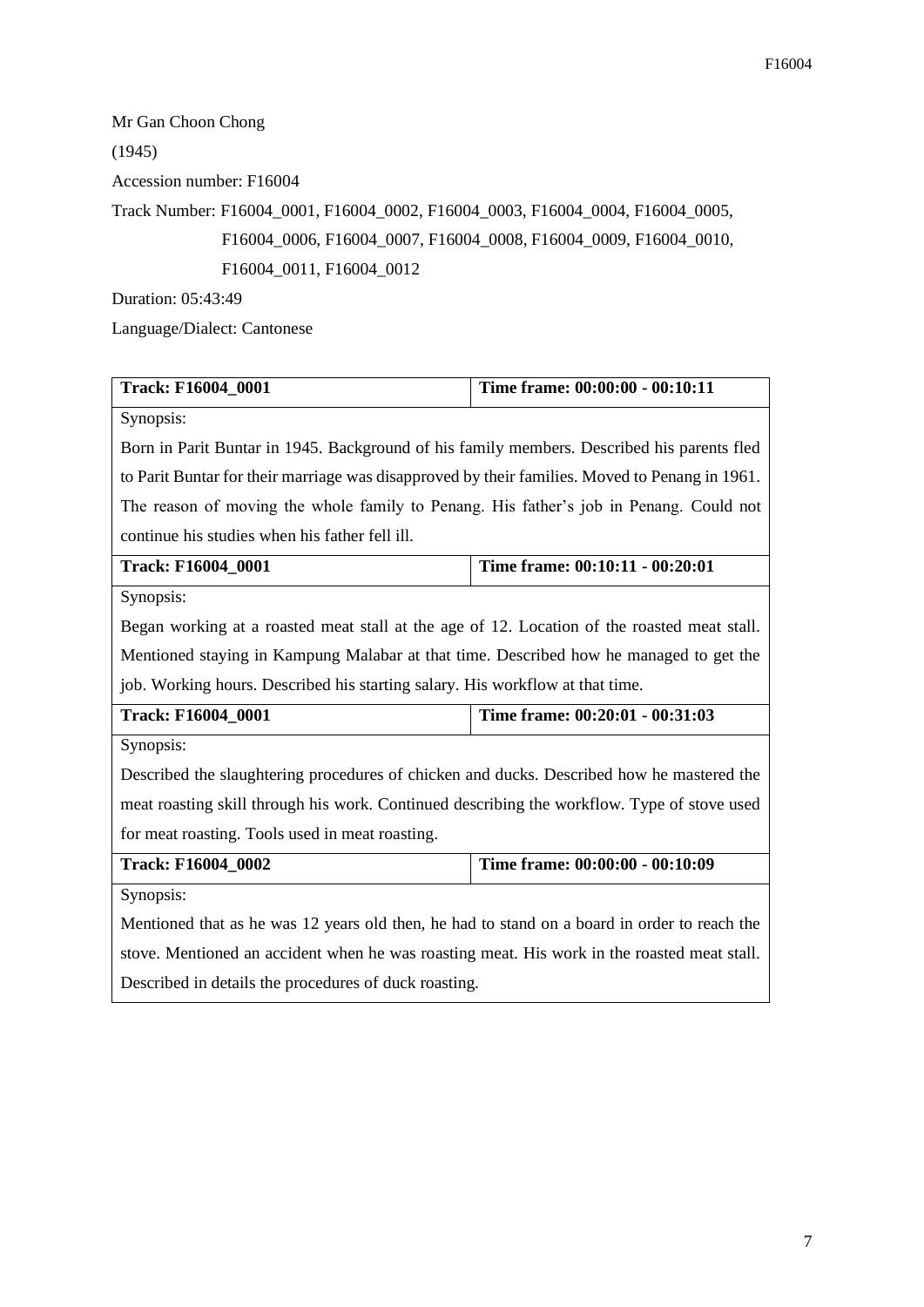Mr Gan Choon Chong

(1945)

Accession number: F16004

Track Number: F16004_0001, F16004_0002, F16004_0003, F16004_0004, F16004_0005, F16004_0006, F16004_0007, F16004_0008, F16004_0009, F16004_0010, F16004_0011, F16004_0012

Duration: 05:43:49

Language/Dialect: Cantonese

| **Track: F16004_0001** | **Time frame: 00:00:00 - 00:10:11** |
|---|---|
| Synopsis: Born in Parit Buntar in 1945. Background of his family members. Described his parents fled to Parit Buntar for their marriage was disapproved by their families. Moved to Penang in 1961. The reason of moving the whole family to Penang. His father's job in Penang. Could not continue his studies when his father fell ill. | |

| **Track: F16004_0001** | **Time frame: 00:10:11 - 00:20:01** |
|---|---|
| Synopsis: Began working at a roasted meat stall at the age of 12. Location of the roasted meat stall. Mentioned staying in Kampung Malabar at that time. Described how he managed to get the job. Working hours. Described his starting salary. His workflow at that time. | |

| **Track: F16004_0001** | **Time frame: 00:20:01 - 00:31:03** |
|---|---|
| Synopsis: Described the slaughtering procedures of chicken and ducks. Described how he mastered the meat roasting skill through his work. Continued describing the workflow. Type of stove used for meat roasting. Tools used in meat roasting. | |

| **Track: F16004_0002** | **Time frame: 00:00:00 - 00:10:09** |
|---|---|
| Synopsis: Mentioned that as he was 12 years old then, he had to stand on a board in order to reach the stove. Mentioned an accident when he was roasting meat. His work in the roasted meat stall. Described in details the procedures of duck roasting. | |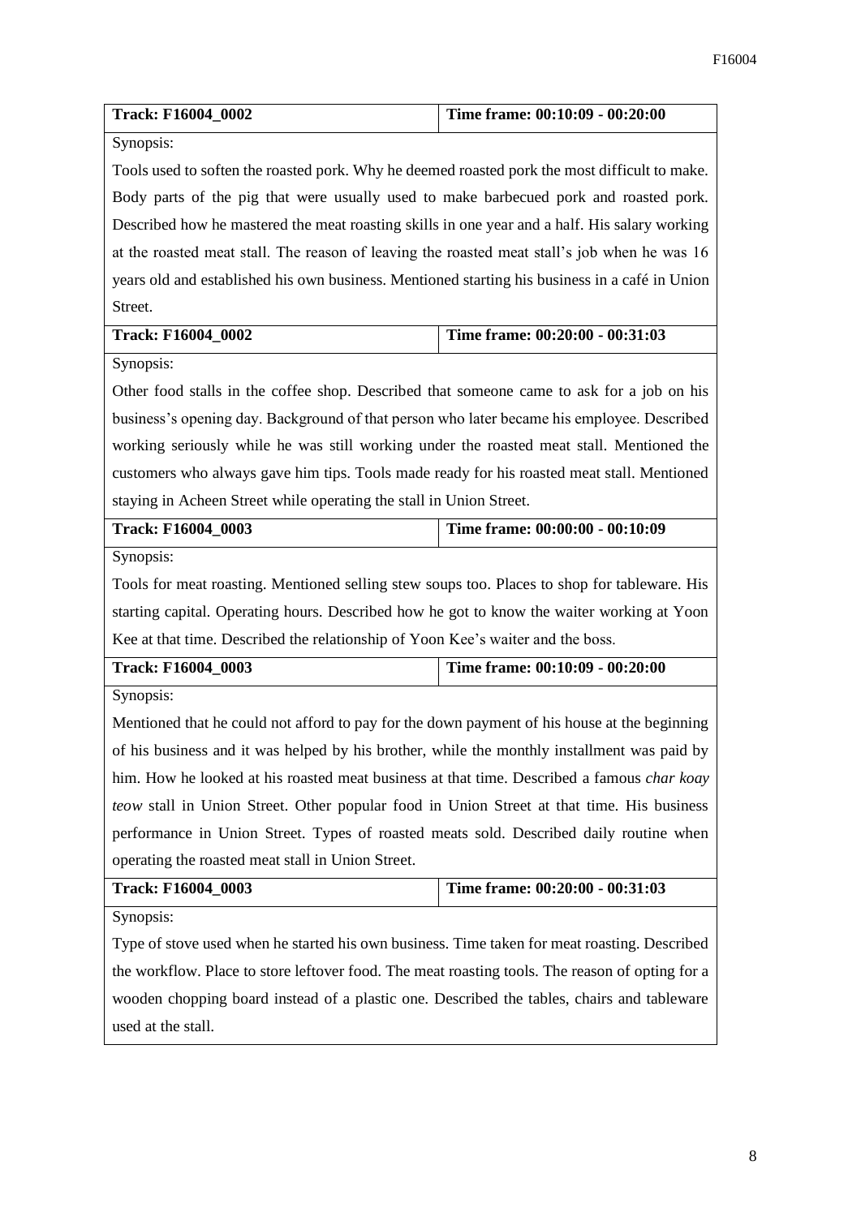| Track: F16004_0002 | Time frame: 00:10:09 - 00:20:00 |
|---|---|
| Synopsis: | |
| Tools used to soften the roasted pork. Why he deemed roasted pork the most difficult to make. Body parts of the pig that were usually used to make barbecued pork and roasted pork. Described how he mastered the meat roasting skills in one year and a half. His salary working at the roasted meat stall. The reason of leaving the roasted meat stall's job when he was 16 years old and established his own business. Mentioned starting his business in a café in Union Street. | |

| Track: F16004_0002 | Time frame: 00:20:00 - 00:31:03 |
|---|---|
| Synopsis: | |
| Other food stalls in the coffee shop. Described that someone came to ask for a job on his business's opening day. Background of that person who later became his employee. Described working seriously while he was still working under the roasted meat stall. Mentioned the customers who always gave him tips. Tools made ready for his roasted meat stall. Mentioned staying in Acheen Street while operating the stall in Union Street. | |

| Track: F16004_0003 | Time frame: 00:00:00 - 00:10:09 |
|---|---|
| Synopsis: | |
| Tools for meat roasting. Mentioned selling stew soups too. Places to shop for tableware. His starting capital. Operating hours. Described how he got to know the waiter working at Yoon Kee at that time. Described the relationship of Yoon Kee's waiter and the boss. | |

| Track: F16004_0003 | Time frame: 00:10:09 - 00:20:00 |
|---|---|
| Synopsis: | |
| Mentioned that he could not afford to pay for the down payment of his house at the beginning of his business and it was helped by his brother, while the monthly installment was paid by him. How he looked at his roasted meat business at that time. Described a famous *char koay teow* stall in Union Street. Other popular food in Union Street at that time. His business performance in Union Street. Types of roasted meats sold. Described daily routine when operating the roasted meat stall in Union Street. | |

| Track: F16004_0003 | Time frame: 00:20:00 - 00:31:03 |
|---|---|
| Synopsis: | |
| Type of stove used when he started his own business. Time taken for meat roasting. Described the workflow. Place to store leftover food. The meat roasting tools. The reason of opting for a wooden chopping board instead of a plastic one. Described the tables, chairs and tableware used at the stall. | |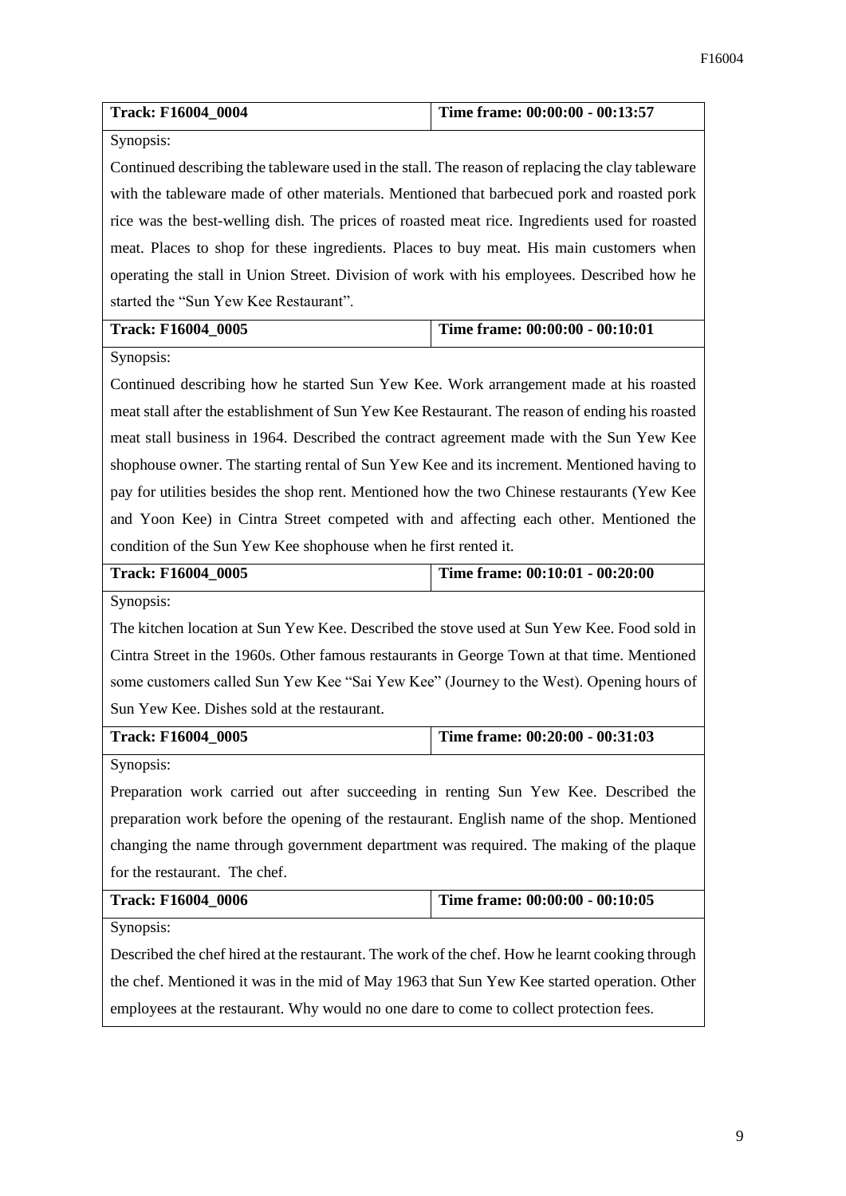| Track: F16004_0004 | Time frame: 00:00:00 - 00:13:57 |
|---|---|
| Synopsis:<br>Continued describing the tableware used in the stall. The reason of replacing the clay tableware with the tableware made of other materials. Mentioned that barbecued pork and roasted pork rice was the best-welling dish. The prices of roasted meat rice. Ingredients used for roasted meat. Places to shop for these ingredients. Places to buy meat. His main customers when operating the stall in Union Street. Division of work with his employees. Described how he started the "Sun Yew Kee Restaurant". | |
| **Track: F16004_0005** | **Time frame: 00:00:00 - 00:10:01** |
| Synopsis:<br>Continued describing how he started Sun Yew Kee. Work arrangement made at his roasted meat stall after the establishment of Sun Yew Kee Restaurant. The reason of ending his roasted meat stall business in 1964. Described the contract agreement made with the Sun Yew Kee shophouse owner. The starting rental of Sun Yew Kee and its increment. Mentioned having to pay for utilities besides the shop rent. Mentioned how the two Chinese restaurants (Yew Kee and Yoon Kee) in Cintra Street competed with and affecting each other. Mentioned the condition of the Sun Yew Kee shophouse when he first rented it. | |
| **Track: F16004_0005** | **Time frame: 00:10:01 - 00:20:00** |
| Synopsis:<br>The kitchen location at Sun Yew Kee. Described the stove used at Sun Yew Kee. Food sold in Cintra Street in the 1960s. Other famous restaurants in George Town at that time. Mentioned some customers called Sun Yew Kee "Sai Yew Kee" (Journey to the West). Opening hours of Sun Yew Kee. Dishes sold at the restaurant. | |
| **Track: F16004_0005** | **Time frame: 00:20:00 - 00:31:03** |
| Synopsis:<br>Preparation work carried out after succeeding in renting Sun Yew Kee. Described the preparation work before the opening of the restaurant. English name of the shop. Mentioned changing the name through government department was required. The making of the plaque for the restaurant. The chef. | |
| **Track: F16004_0006** | **Time frame: 00:00:00 - 00:10:05** |
| Synopsis:<br>Described the chef hired at the restaurant. The work of the chef. How he learnt cooking through the chef. Mentioned it was in the mid of May 1963 that Sun Yew Kee started operation. Other employees at the restaurant. Why would no one dare to come to collect protection fees. | |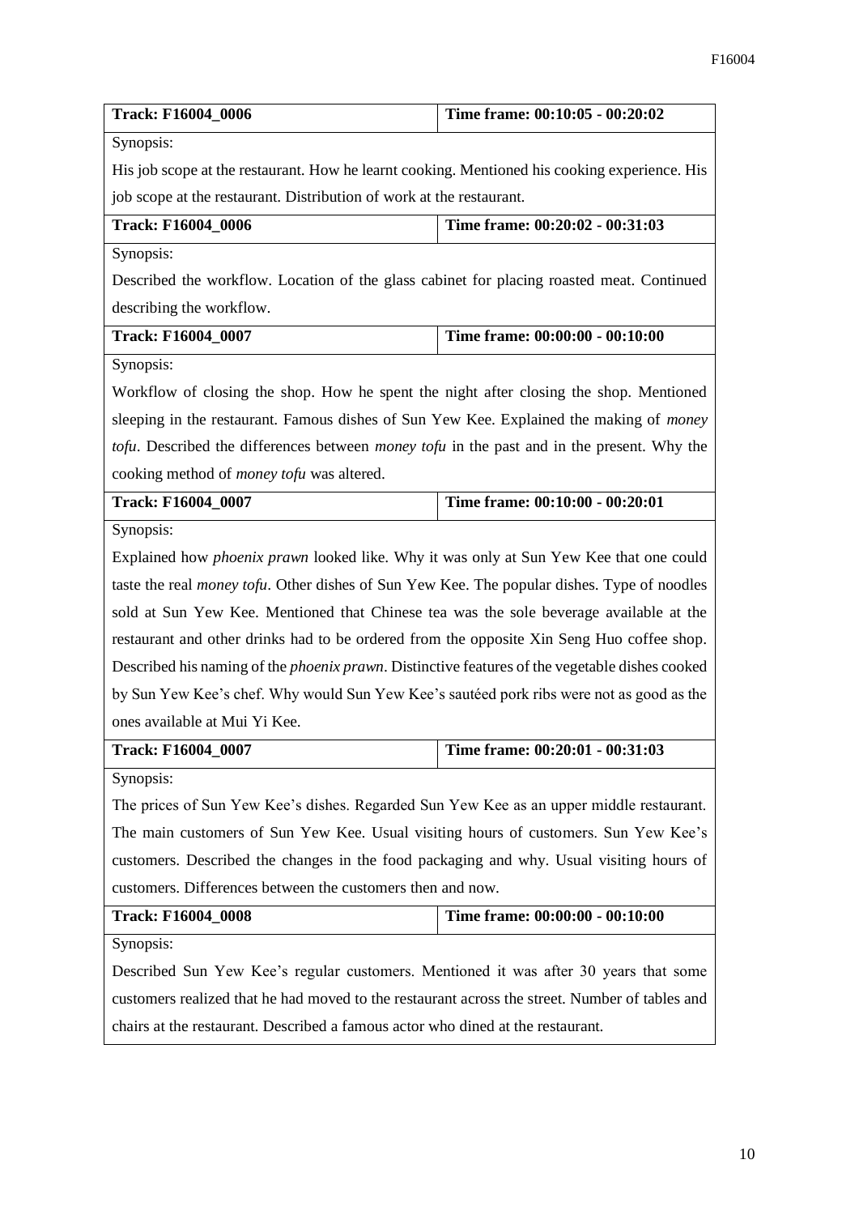| Track: F16004_0006 | Time frame: 00:10:05 - 00:20:02 |
|---|---|
| Synopsis: | |
| His job scope at the restaurant. How he learnt cooking. Mentioned his cooking experience. His job scope at the restaurant. Distribution of work at the restaurant. | |

| Track: F16004_0006 | Time frame: 00:20:02 - 00:31:03 |
|---|---|
| Synopsis: | |
| Described the workflow. Location of the glass cabinet for placing roasted meat. Continued describing the workflow. | |

| Track: F16004_0007 | Time frame: 00:00:00 - 00:10:00 |
|---|---|
| Synopsis: | |
| Workflow of closing the shop. How he spent the night after closing the shop. Mentioned sleeping in the restaurant. Famous dishes of Sun Yew Kee. Explained the making of *money tofu*. Described the differences between *money tofu* in the past and in the present. Why the cooking method of *money tofu* was altered. | |

| Track: F16004_0007 | Time frame: 00:10:00 - 00:20:01 |
|---|---|
| Synopsis: | |
| Explained how *phoenix prawn* looked like. Why it was only at Sun Yew Kee that one could taste the real *money tofu*. Other dishes of Sun Yew Kee. The popular dishes. Type of noodles sold at Sun Yew Kee. Mentioned that Chinese tea was the sole beverage available at the restaurant and other drinks had to be ordered from the opposite Xin Seng Huo coffee shop. Described his naming of the *phoenix prawn*. Distinctive features of the vegetable dishes cooked by Sun Yew Kee's chef. Why would Sun Yew Kee's sautéed pork ribs were not as good as the ones available at Mui Yi Kee. | |

| Track: F16004_0007 | Time frame: 00:20:01 - 00:31:03 |
|---|---|
| Synopsis: | |
| The prices of Sun Yew Kee's dishes. Regarded Sun Yew Kee as an upper middle restaurant. The main customers of Sun Yew Kee. Usual visiting hours of customers. Sun Yew Kee's customers. Described the changes in the food packaging and why. Usual visiting hours of customers. Differences between the customers then and now. | |

| Track: F16004_0008 | Time frame: 00:00:00 - 00:10:00 |
|---|---|
| Synopsis: | |
| Described Sun Yew Kee's regular customers. Mentioned it was after 30 years that some customers realized that he had moved to the restaurant across the street. Number of tables and chairs at the restaurant. Described a famous actor who dined at the restaurant. | |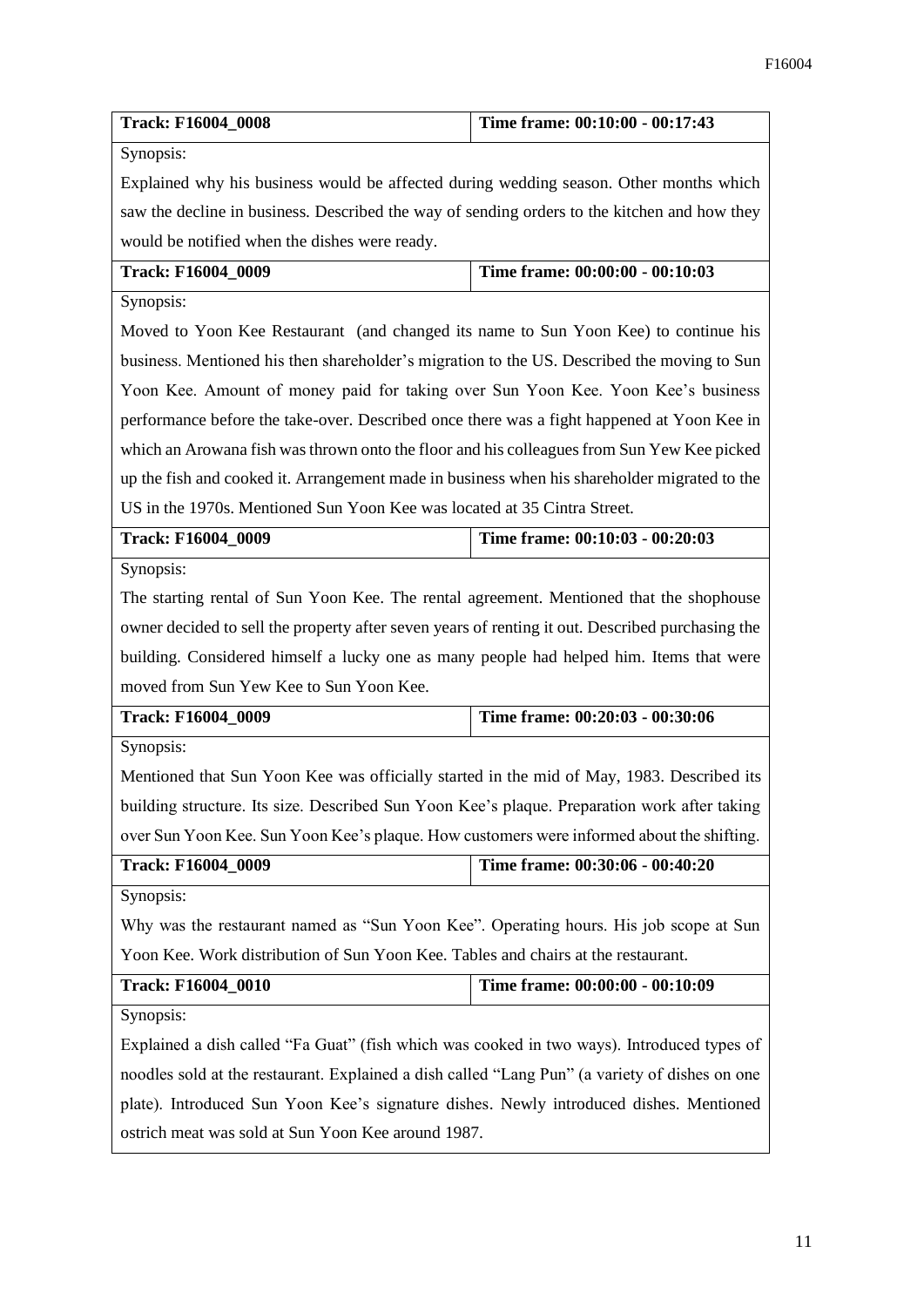| Track: F16004_0008 | Time frame: 00:10:00 - 00:17:43 |
|---|---|
| Synopsis: | |
| Explained why his business would be affected during wedding season. Other months which saw the decline in business. Described the way of sending orders to the kitchen and how they would be notified when the dishes were ready. | |

| Track: F16004_0009 | Time frame: 00:00:00 - 00:10:03 |
|---|---|
| Synopsis: | |
| Moved to Yoon Kee Restaurant (and changed its name to Sun Yoon Kee) to continue his business. Mentioned his then shareholder's migration to the US. Described the moving to Sun Yoon Kee. Amount of money paid for taking over Sun Yoon Kee. Yoon Kee's business performance before the take-over. Described once there was a fight happened at Yoon Kee in which an Arowana fish was thrown onto the floor and his colleagues from Sun Yew Kee picked up the fish and cooked it. Arrangement made in business when his shareholder migrated to the US in the 1970s. Mentioned Sun Yoon Kee was located at 35 Cintra Street. | |

| Track: F16004_0009 | Time frame: 00:10:03 - 00:20:03 |
|---|---|
| Synopsis: | |
| The starting rental of Sun Yoon Kee. The rental agreement. Mentioned that the shophouse owner decided to sell the property after seven years of renting it out. Described purchasing the building. Considered himself a lucky one as many people had helped him. Items that were moved from Sun Yew Kee to Sun Yoon Kee. | |

| Track: F16004_0009 | Time frame: 00:20:03 - 00:30:06 |
|---|---|
| Synopsis: | |
| Mentioned that Sun Yoon Kee was officially started in the mid of May, 1983. Described its building structure. Its size. Described Sun Yoon Kee's plaque. Preparation work after taking over Sun Yoon Kee. Sun Yoon Kee's plaque. How customers were informed about the shifting. | |

| Track: F16004_0009 | Time frame: 00:30:06 - 00:40:20 |
|---|---|
| Synopsis: | |
| Why was the restaurant named as "Sun Yoon Kee". Operating hours. His job scope at Sun Yoon Kee. Work distribution of Sun Yoon Kee. Tables and chairs at the restaurant. | |

| Track: F16004_0010 | Time frame: 00:00:00 - 00:10:09 |
|---|---|
| Synopsis: | |
| Explained a dish called "Fa Guat" (fish which was cooked in two ways). Introduced types of noodles sold at the restaurant. Explained a dish called "Lang Pun" (a variety of dishes on one plate). Introduced Sun Yoon Kee's signature dishes. Newly introduced dishes. Mentioned ostrich meat was sold at Sun Yoon Kee around 1987. | |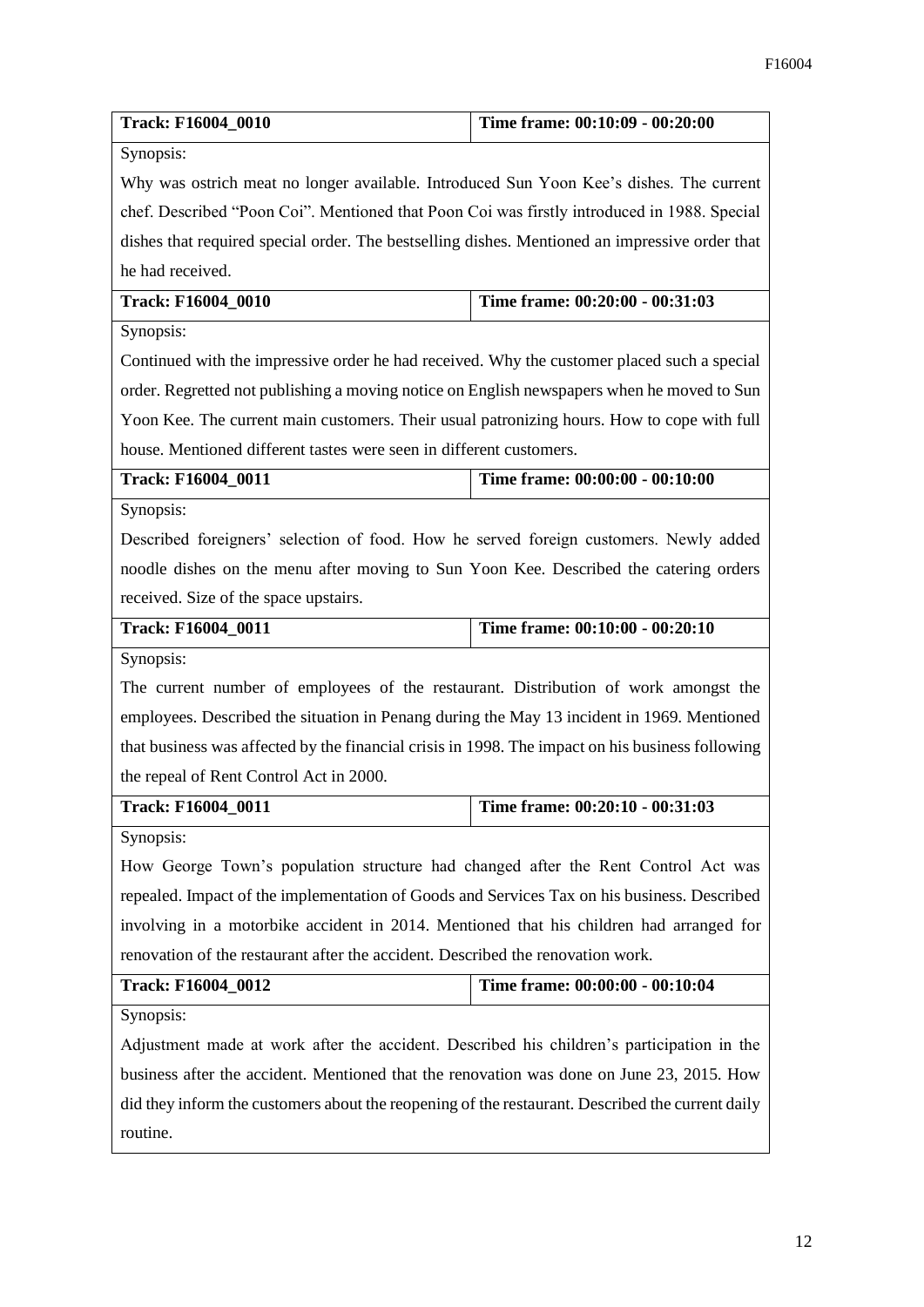| **Track: F16004_0010** | **Time frame: 00:10:09 - 00:20:00** |
|---|---|
| Synopsis: Why was ostrich meat no longer available. Introduced Sun Yoon Kee's dishes. The current chef. Described "Poon Coi". Mentioned that Poon Coi was firstly introduced in 1988. Special dishes that required special order. The bestselling dishes. Mentioned an impressive order that he had received. | |
| **Track: F16004_0010** | **Time frame: 00:20:00 - 00:31:03** |
| Synopsis: Continued with the impressive order he had received. Why the customer placed such a special order. Regretted not publishing a moving notice on English newspapers when he moved to Sun Yoon Kee. The current main customers. Their usual patronizing hours. How to cope with full house. Mentioned different tastes were seen in different customers. | |
| **Track: F16004_0011** | **Time frame: 00:00:00 - 00:10:00** |
| Synopsis: Described foreigners' selection of food. How he served foreign customers. Newly added noodle dishes on the menu after moving to Sun Yoon Kee. Described the catering orders received. Size of the space upstairs. | |
| **Track: F16004_0011** | **Time frame: 00:10:00 - 00:20:10** |
| Synopsis: The current number of employees of the restaurant. Distribution of work amongst the employees. Described the situation in Penang during the May 13 incident in 1969. Mentioned that business was affected by the financial crisis in 1998. The impact on his business following the repeal of Rent Control Act in 2000. | |
| **Track: F16004_0011** | **Time frame: 00:20:10 - 00:31:03** |
| Synopsis: How George Town's population structure had changed after the Rent Control Act was repealed. Impact of the implementation of Goods and Services Tax on his business. Described involving in a motorbike accident in 2014. Mentioned that his children had arranged for renovation of the restaurant after the accident. Described the renovation work. | |
| **Track: F16004_0012** | **Time frame: 00:00:00 - 00:10:04** |
| Synopsis: Adjustment made at work after the accident. Described his children's participation in the business after the accident. Mentioned that the renovation was done on June 23, 2015. How did they inform the customers about the reopening of the restaurant. Described the current daily routine. | |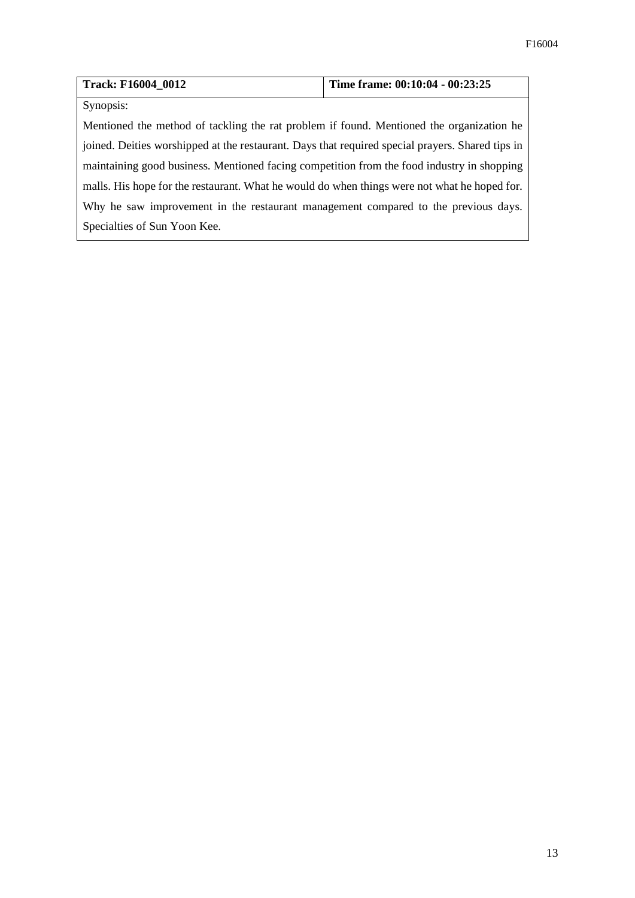| Track: F16004_0012 | Time frame: 00:10:04 - 00:23:25 |
|---|---|

Synopsis:

Mentioned the method of tackling the rat problem if found. Mentioned the organization he joined. Deities worshipped at the restaurant. Days that required special prayers. Shared tips in maintaining good business. Mentioned facing competition from the food industry in shopping malls. His hope for the restaurant. What he would do when things were not what he hoped for. Why he saw improvement in the restaurant management compared to the previous days. Specialties of Sun Yoon Kee.